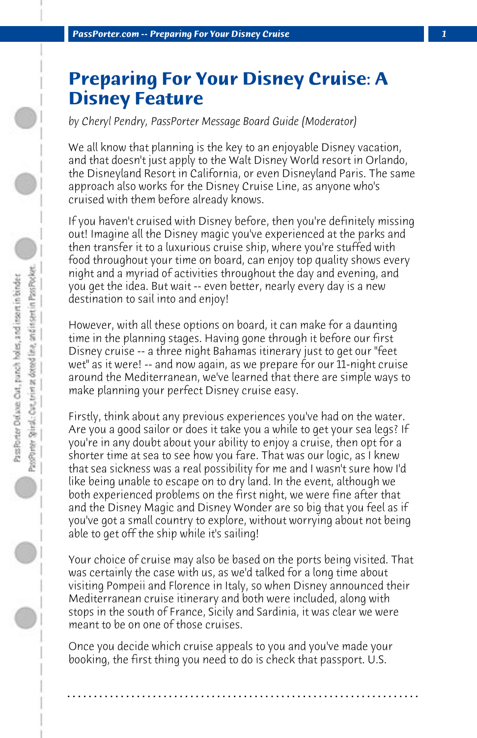# Preparing For Your Disney Cruise: A Disney Feature

*by Cheryl Pendry, PassPorter Message Board Guide (Moderator)*

We all know that planning is the key to an enjoyable Disney vacation, and that doesn't just apply to the Walt Disney World resort in Orlando, the Disneyland Resort in California, or even Disneyland Paris. The same approach also works for the Disney Cruise Line, as anyone who's cruised with them before already knows.

If you haven't cruised with Disney before, then you're definitely missing out! Imagine all the Disney magic you've experienced at the parks and then transfer it to a luxurious cruise ship, where you're stuffed with food throughout your time on board, can enjoy top quality shows every night and a myriad of activities throughout the day and evening, and you get the idea. But wait -- even better, nearly every day is a new destination to sail into and enjoy!

However, with all these options on board, it can make for a daunting time in the planning stages. Having gone through it before our first Disney cruise -- a three night Bahamas itinerary just to get our "feet wet" as it were! -- and now again, as we prepare for our 11-night cruise around the Mediterranean, we've learned that there are simple ways to make planning your perfect Disney cruise easy.

Firstly, think about any previous experiences you've had on the water. Are you a good sailor or does it take you a while to get your sea legs? If you're in any doubt about your ability to enjoy a cruise, then opt for a shorter time at sea to see how you fare. That was our logic, as I knew that sea sickness was a real possibility for me and I wasn't sure how I'd like being unable to escape on to dry land. In the event, although we both experienced problems on the first night, we were fine after that and the Disney Magic and Disney Wonder are so big that you feel as if you've got a small country to explore, without worrying about not being able to get off the ship while it's sailing!

Your choice of cruise may also be based on the ports being visited. That was certainly the case with us, as we'd talked for a long time about visiting Pompeii and Florence in Italy, so when Disney announced their Mediterranean cruise itinerary and both were included, along with stops in the south of France, Sicily and Sardinia, it was clear we were meant to be on one of those cruises.

Once you decide which cruise appeals to you and you've made your booking, the first thing you need to do is check that passport. U.S.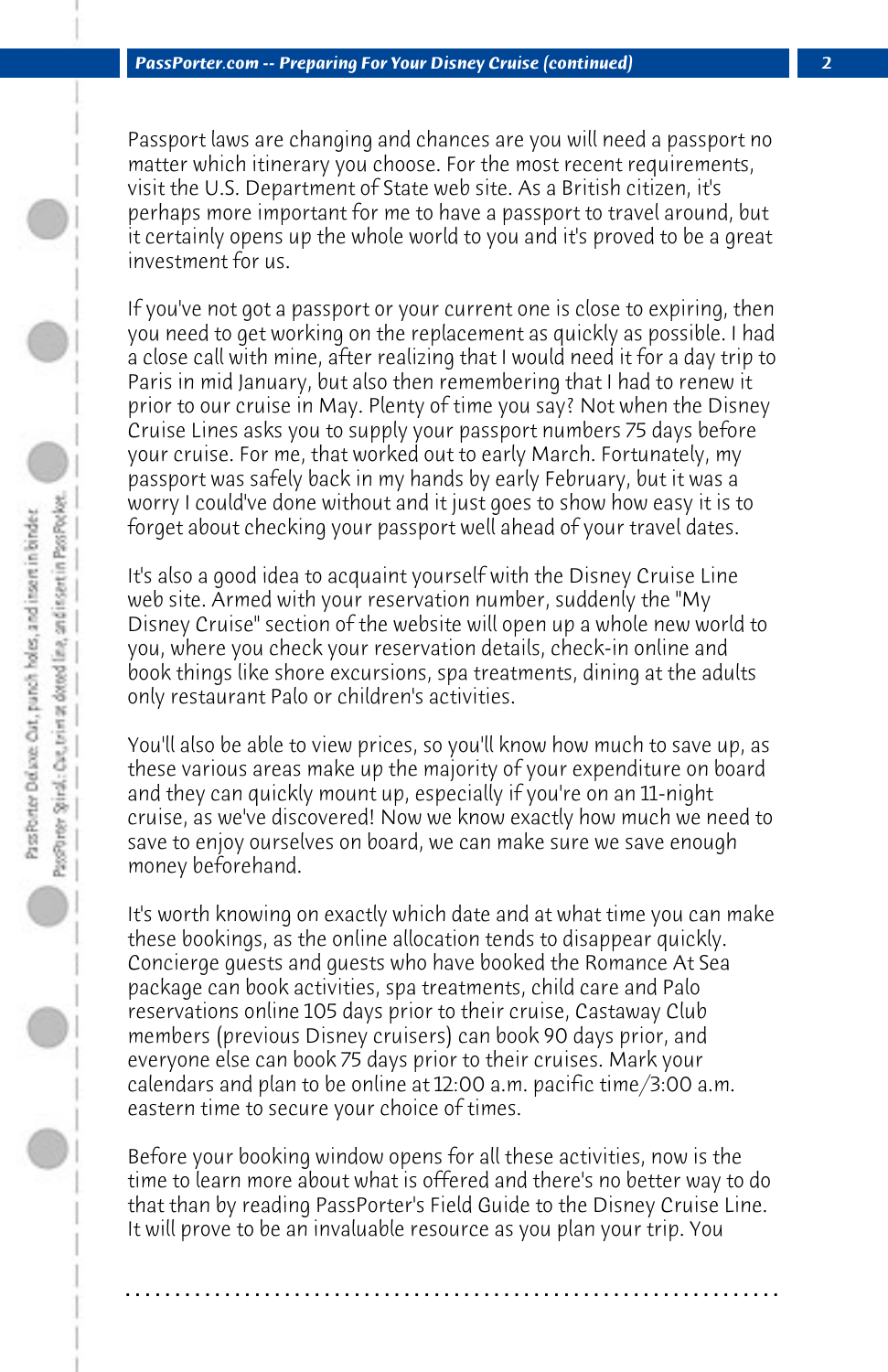Passport laws are changing and chances are you will need a passport no matter which itinerary you choose. For the most recent requirements, visit the U.S. Department of State web site. As a British citizen, it's perhaps more important for me to have a passport to travel around, but it certainly opens up the whole world to you and it's proved to be a great investment for us.

If you've not got a passport or your current one is close to expiring, then you need to get working on the replacement as quickly as possible. I had a close call with mine, after realizing that I would need it for a day trip to Paris in mid January, but also then remembering that I had to renew it prior to our cruise in May. Plenty of time you say? Not when the Disney Cruise Lines asks you to supply your passport numbers 75 days before your cruise. For me, that worked out to early March. Fortunately, my passport was safely back in my hands by early February, but it was a worry I could've done without and it just goes to show how easy it is to forget about checking your passport well ahead of your travel dates.

It's also a good idea to acquaint yourself with the Disney Cruise Line web site. Armed with your reservation number, suddenly the "My Disney Cruise" section of the website will open up a whole new world to you, where you check your reservation details, check-in online and book things like shore excursions, spa treatments, dining at the adults only restaurant Palo or children's activities.

You'll also be able to view prices, so you'll know how much to save up, as these various areas make up the majority of your expenditure on board and they can quickly mount up, especially if you're on an 11-night cruise, as we've discovered! Now we know exactly how much we need to save to enjoy ourselves on board, we can make sure we save enough money beforehand.

It's worth knowing on exactly which date and at what time you can make these bookings, as the online allocation tends to disappear quickly. Concierge guests and guests who have booked the Romance At Sea package can book activities, spa treatments, child care and Palo reservations online 105 days prior to their cruise, Castaway Club members (previous Disney cruisers) can book 90 days prior, and everyone else can book 75 days prior to their cruises. Mark your calendars and plan to be online at 12:00 a.m. pacific time/3:00 a.m. eastern time to secure your choice of times.

Before your booking window opens for all these activities, now is the time to learn more about what is offered and there's no better way to do that than by reading PassPorter's Field Guide to the Disney Cruise Line. It will prove to be an invaluable resource as you plan your trip. You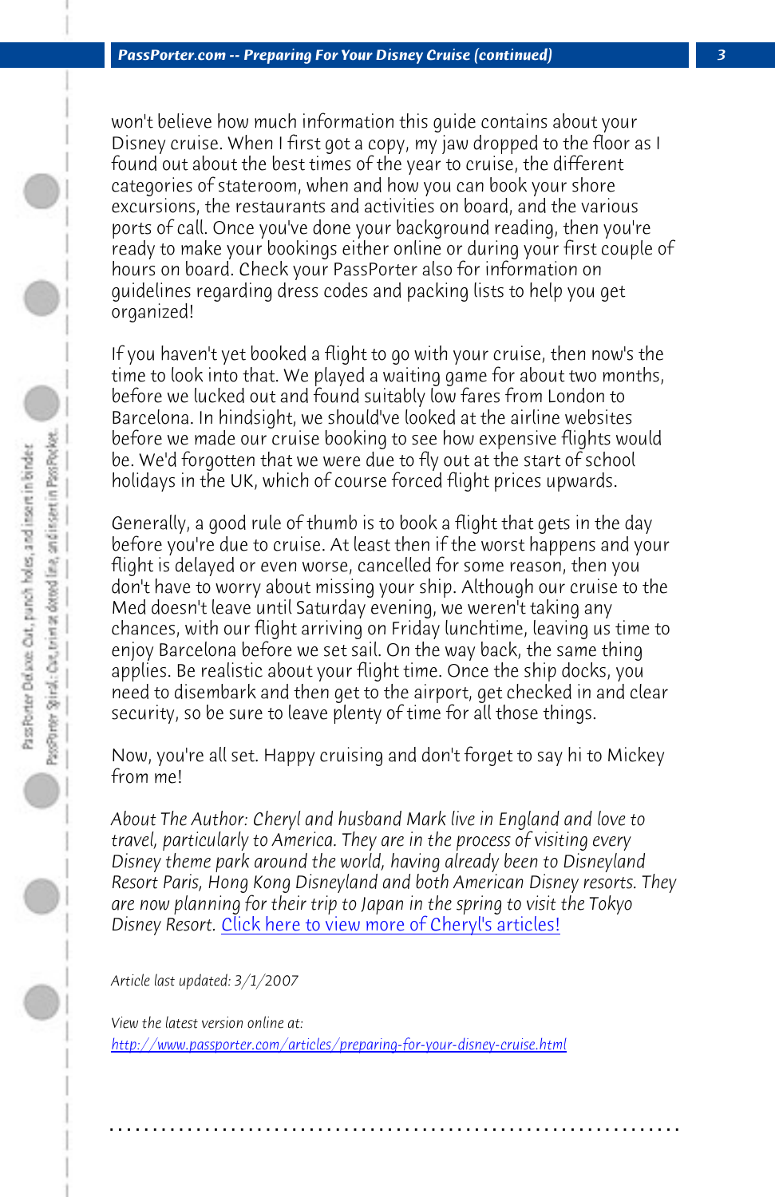won't believe how much information this guide contains about your Disney cruise. When I first got a copy, my jaw dropped to the floor as I found out about the best times of the year to cruise, the different categories of stateroom, when and how you can book your shore excursions, the restaurants and activities on board, and the various ports of call. Once you've done your background reading, then you're ready to make your bookings either online or during your first couple of hours on board. Check your PassPorter also for information on guidelines regarding dress codes and packing lists to help you get organized!

If you haven't yet booked a flight to go with your cruise, then now's the time to look into that. We played a waiting game for about two months, before we lucked out and found suitably low fares from London to Barcelona. In hindsight, we should've looked at the airline websites before we made our cruise booking to see how expensive flights would be. We'd forgotten that we were due to fly out at the start of school holidays in the UK, which of course forced flight prices upwards.

Generally, a good rule of thumb is to book a flight that gets in the day before you're due to cruise. At least then if the worst happens and your flight is delayed or even worse, cancelled for some reason, then you don't have to worry about missing your ship. Although our cruise to the Med doesn't leave until Saturday evening, we weren't taking any chances, with our flight arriving on Friday lunchtime, leaving us time to enjoy Barcelona before we set sail. On the way back, the same thing applies. Be realistic about your flight time. Once the ship docks, you need to disembark and then get to the airport, get checked in and clear security, so be sure to leave plenty of time for all those things.

Now, you're all set. Happy cruising and don't forget to say hi to Mickey from me!

*About The Author: Cheryl and husband Mark live in England and love to travel, particularly to America. They are in the process of visiting every Disney theme park around the world, having already been to Disneyland Resort Paris, Hong Kong Disneyland and both American Disney resorts. They are now planning for their trip to Japan in the spring to visit the Tokyo Disney Resort.* [Click here to view more of Cheryl's articles!]

*Article last updated: 3/1/2007*

*View the latest version online at:*
http://www.passporter.com/articles/preparing-for-your-disney-cruise.html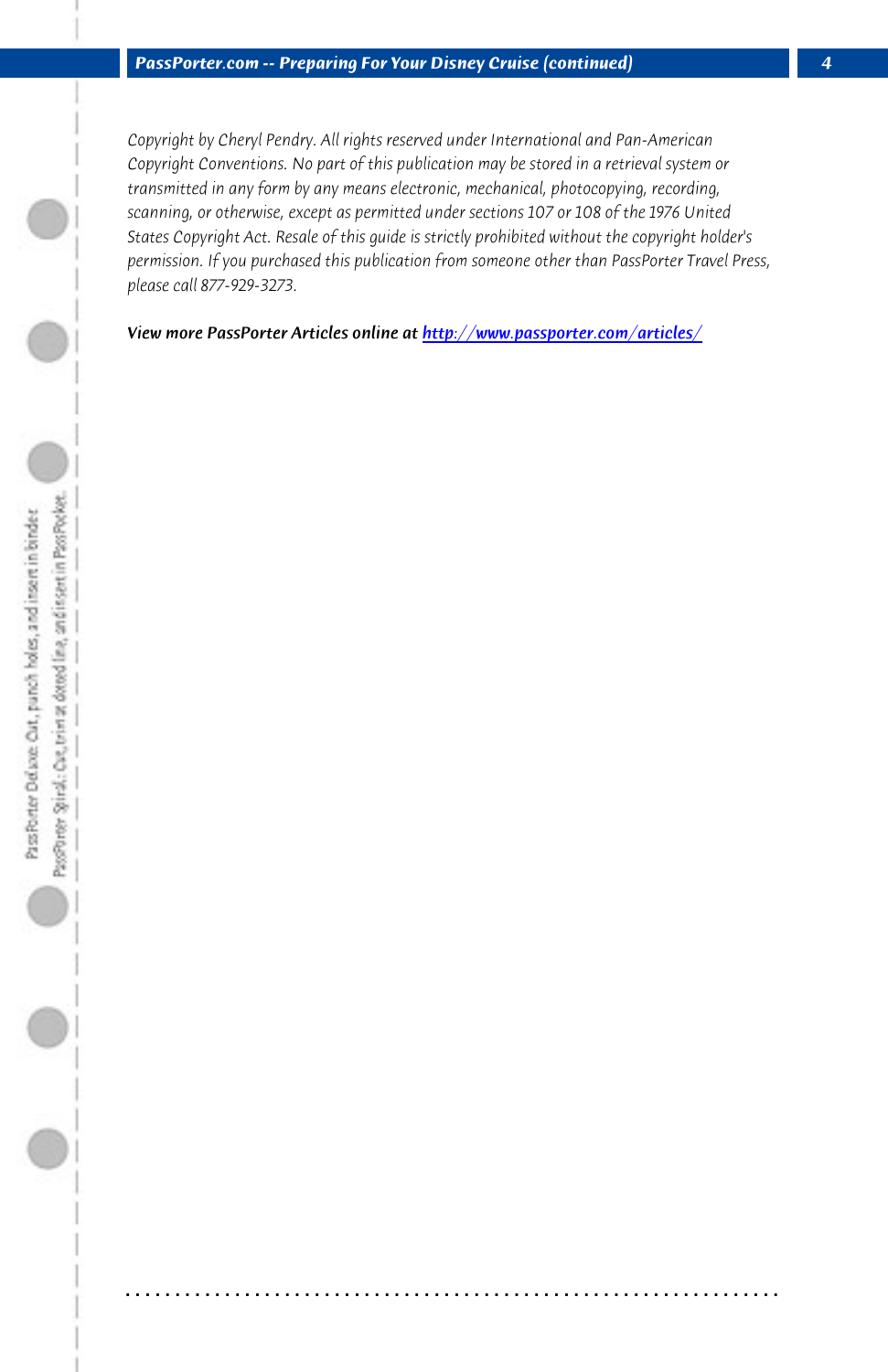*Copyright by Cheryl Pendry. All rights reserved under International and Pan-American Copyright Conventions. No part of this publication may be stored in a retrieval system or transmitted in any form by any means electronic, mechanical, photocopying, recording, scanning, or otherwise, except as permitted under sections 107 or 108 of the 1976 United States Copyright Act. Resale of this guide is strictly prohibited without the copyright holder's permission. If you purchased this publication from someone other than PassPorter Travel Press, please call 877-929-3273.*

***View more PassPorter Articles online at [http://www.passporter.com/articles/](http://www.passporter.com/articles/)***